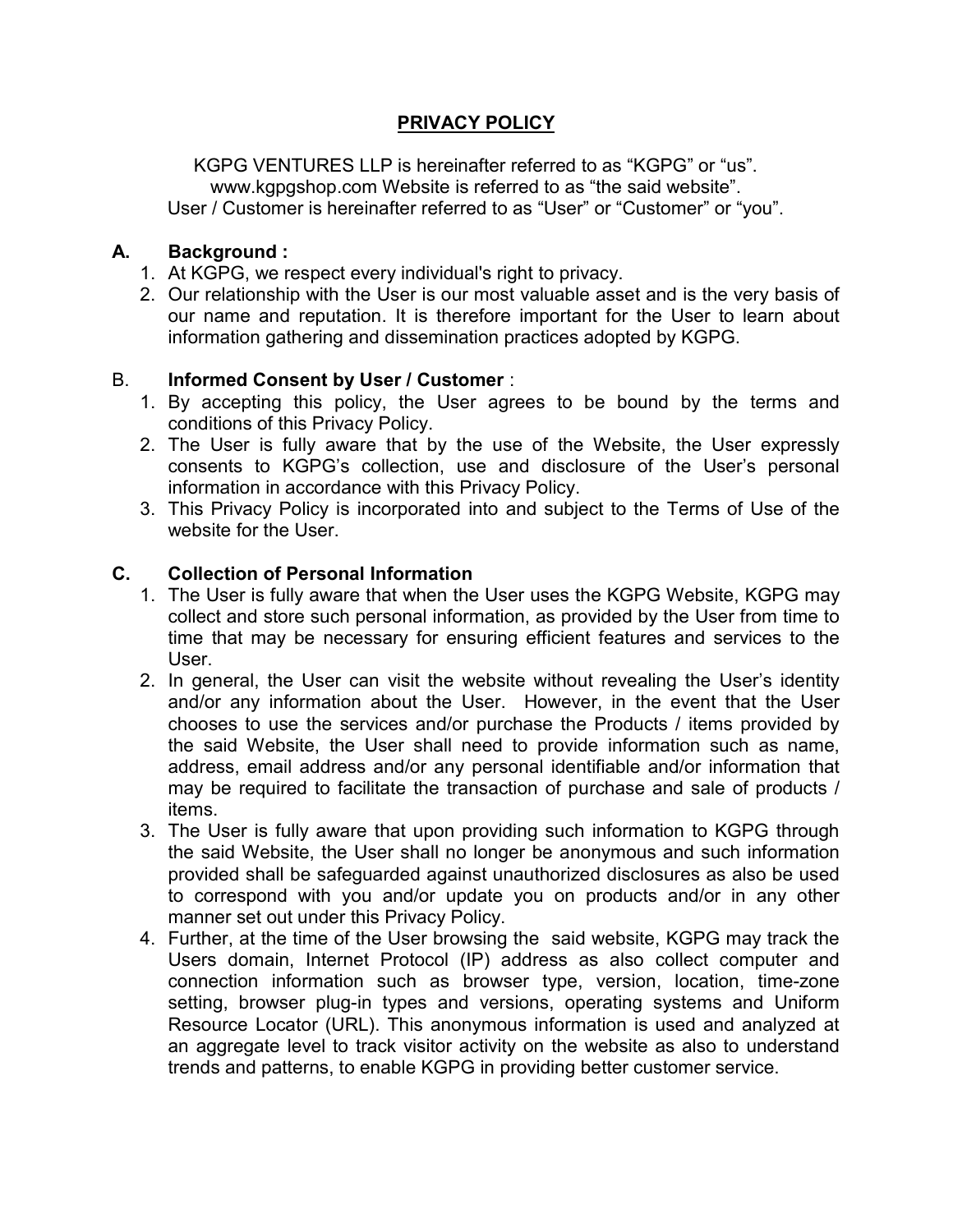# PRIVACY POLICY

KGPG VENTURES LLP is hereinafter referred to as "KGPG" or "us".
www.kgpgshop.com Website is referred to as "the said website".
User / Customer is hereinafter referred to as "User" or "Customer" or "you".

## A. Background :

1. At KGPG, we respect every individual's right to privacy.
2. Our relationship with the User is our most valuable asset and is the very basis of our name and reputation. It is therefore important for the User to learn about information gathering and dissemination practices adopted by KGPG.

## B. Informed Consent by User / Customer :

1. By accepting this policy, the User agrees to be bound by the terms and conditions of this Privacy Policy.
2. The User is fully aware that by the use of the Website, the User expressly consents to KGPG's collection, use and disclosure of the User's personal information in accordance with this Privacy Policy.
3. This Privacy Policy is incorporated into and subject to the Terms of Use of the website for the User.

## C. Collection of Personal Information

1. The User is fully aware that when the User uses the KGPG Website, KGPG may collect and store such personal information, as provided by the User from time to time that may be necessary for ensuring efficient features and services to the User.
2. In general, the User can visit the website without revealing the User's identity and/or any information about the User. However, in the event that the User chooses to use the services and/or purchase the Products / items provided by the said Website, the User shall need to provide information such as name, address, email address and/or any personal identifiable and/or information that may be required to facilitate the transaction of purchase and sale of products / items.
3. The User is fully aware that upon providing such information to KGPG through the said Website, the User shall no longer be anonymous and such information provided shall be safeguarded against unauthorized disclosures as also be used to correspond with you and/or update you on products and/or in any other manner set out under this Privacy Policy.
4. Further, at the time of the User browsing the said website, KGPG may track the Users domain, Internet Protocol (IP) address as also collect computer and connection information such as browser type, version, location, time-zone setting, browser plug-in types and versions, operating systems and Uniform Resource Locator (URL). This anonymous information is used and analyzed at an aggregate level to track visitor activity on the website as also to understand trends and patterns, to enable KGPG in providing better customer service.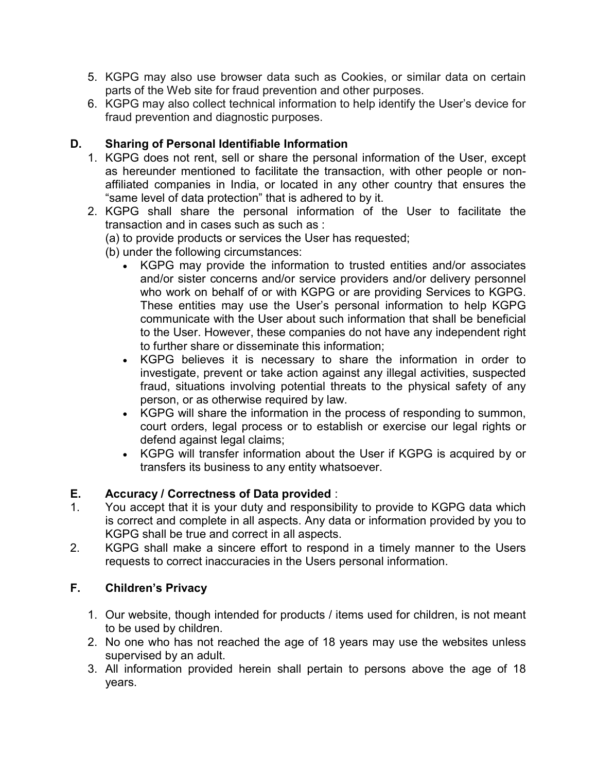5. KGPG may also use browser data such as Cookies, or similar data on certain parts of the Web site for fraud prevention and other purposes.
6. KGPG may also collect technical information to help identify the User's device for fraud prevention and diagnostic purposes.

## D. Sharing of Personal Identifiable Information

1. KGPG does not rent, sell or share the personal information of the User, except as hereunder mentioned to facilitate the transaction, with other people or non-affiliated companies in India, or located in any other country that ensures the "same level of data protection" that is adhered to by it.
2. KGPG shall share the personal information of the User to facilitate the transaction and in cases such as such as :

   (a) to provide products or services the User has requested;

   (b) under the following circumstances:

   - KGPG may provide the information to trusted entities and/or associates and/or sister concerns and/or service providers and/or delivery personnel who work on behalf of or with KGPG or are providing Services to KGPG. These entities may use the User's personal information to help KGPG communicate with the User about such information that shall be beneficial to the User. However, these companies do not have any independent right to further share or disseminate this information;
   - KGPG believes it is necessary to share the information in order to investigate, prevent or take action against any illegal activities, suspected fraud, situations involving potential threats to the physical safety of any person, or as otherwise required by law.
   - KGPG will share the information in the process of responding to summon, court orders, legal process or to establish or exercise our legal rights or defend against legal claims;
   - KGPG will transfer information about the User if KGPG is acquired by or transfers its business to any entity whatsoever.

## E. Accuracy / Correctness of Data provided :

1. You accept that it is your duty and responsibility to provide to KGPG data which is correct and complete in all aspects. Any data or information provided by you to KGPG shall be true and correct in all aspects.
2. KGPG shall make a sincere effort to respond in a timely manner to the Users requests to correct inaccuracies in the Users personal information.

## F. Children's Privacy

1. Our website, though intended for products / items used for children, is not meant to be used by children.
2. No one who has not reached the age of 18 years may use the websites unless supervised by an adult.
3. All information provided herein shall pertain to persons above the age of 18 years.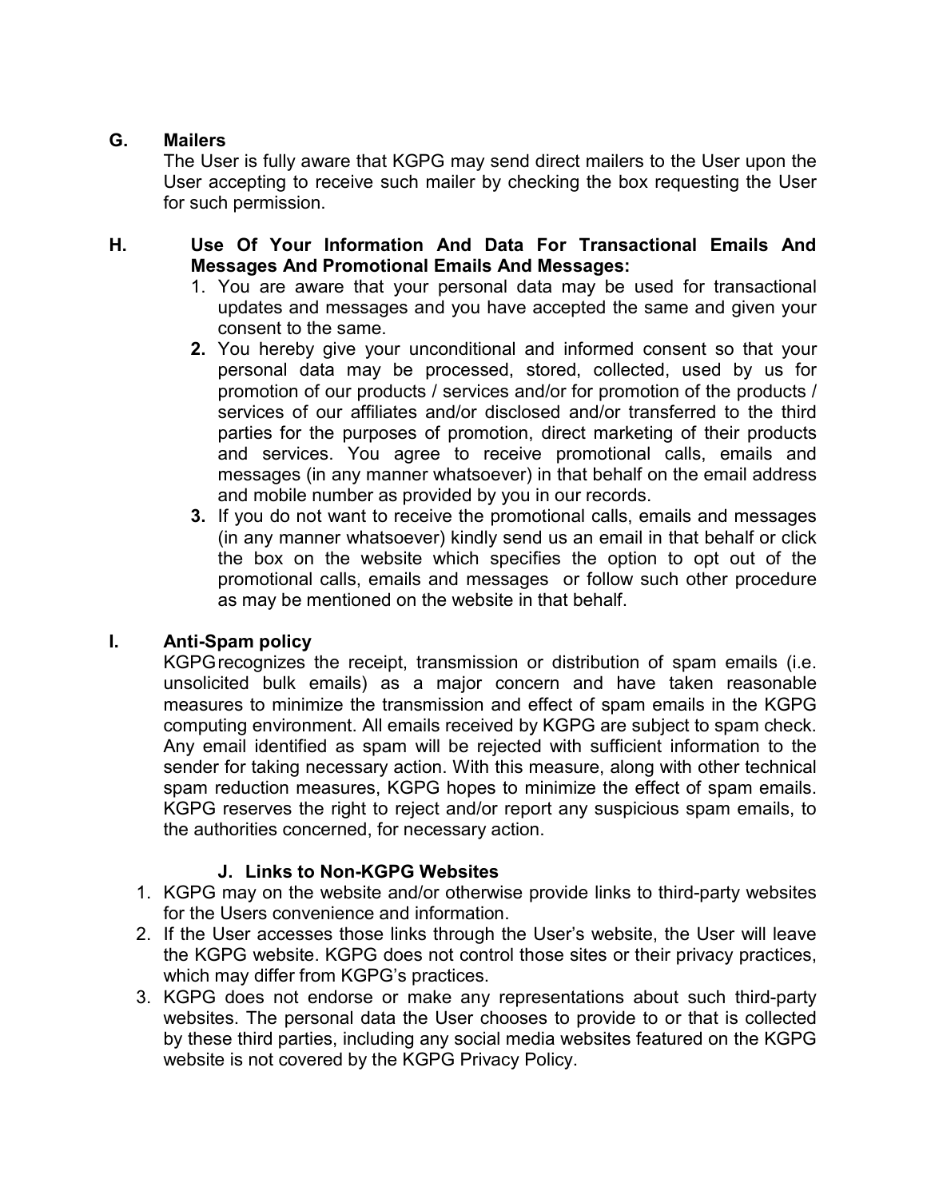**G. Mailers**

The User is fully aware that KGPG may send direct mailers to the User upon the User accepting to receive such mailer by checking the box requesting the User for such permission.

**H. Use Of Your Information And Data For Transactional Emails And Messages And Promotional Emails And Messages:**

1. You are aware that your personal data may be used for transactional updates and messages and you have accepted the same and given your consent to the same.
2. You hereby give your unconditional and informed consent so that your personal data may be processed, stored, collected, used by us for promotion of our products / services and/or for promotion of the products / services of our affiliates and/or disclosed and/or transferred to the third parties for the purposes of promotion, direct marketing of their products and services. You agree to receive promotional calls, emails and messages (in any manner whatsoever) in that behalf on the email address and mobile number as provided by you in our records.
3. If you do not want to receive the promotional calls, emails and messages (in any manner whatsoever) kindly send us an email in that behalf or click the box on the website which specifies the option to opt out of the promotional calls, emails and messages or follow such other procedure as may be mentioned on the website in that behalf.

**I. Anti-Spam policy**

KGPG recognizes the receipt, transmission or distribution of spam emails (i.e. unsolicited bulk emails) as a major concern and have taken reasonable measures to minimize the transmission and effect of spam emails in the KGPG computing environment. All emails received by KGPG are subject to spam check. Any email identified as spam will be rejected with sufficient information to the sender for taking necessary action. With this measure, along with other technical spam reduction measures, KGPG hopes to minimize the effect of spam emails. KGPG reserves the right to reject and/or report any suspicious spam emails, to the authorities concerned, for necessary action.

**J. Links to Non-KGPG Websites**

1. KGPG may on the website and/or otherwise provide links to third-party websites for the Users convenience and information.
2. If the User accesses those links through the User's website, the User will leave the KGPG website. KGPG does not control those sites or their privacy practices, which may differ from KGPG's practices.
3. KGPG does not endorse or make any representations about such third-party websites. The personal data the User chooses to provide to or that is collected by these third parties, including any social media websites featured on the KGPG website is not covered by the KGPG Privacy Policy.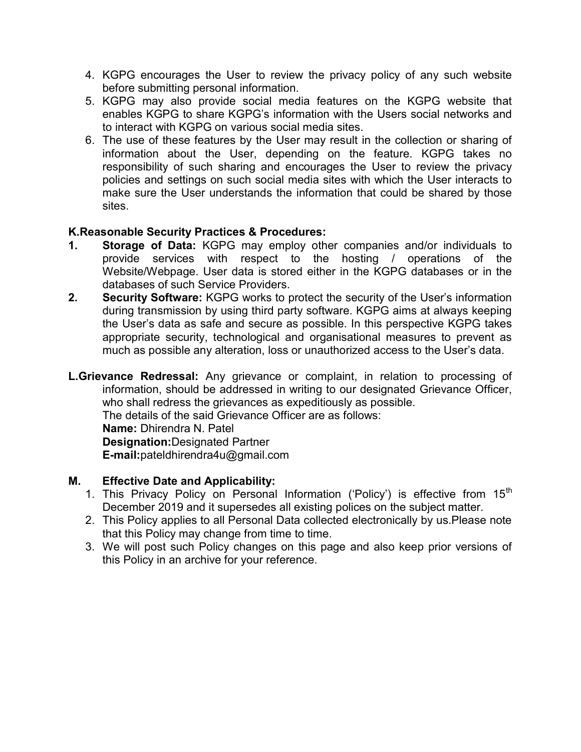4. KGPG encourages the User to review the privacy policy of any such website before submitting personal information.
5. KGPG may also provide social media features on the KGPG website that enables KGPG to share KGPG's information with the Users social networks and to interact with KGPG on various social media sites.
6. The use of these features by the User may result in the collection or sharing of information about the User, depending on the feature. KGPG takes no responsibility of such sharing and encourages the User to review the privacy policies and settings on such social media sites with which the User interacts to make sure the User understands the information that could be shared by those sites.

**K.Reasonable Security Practices & Procedures:**

1. **Storage of Data:** KGPG may employ other companies and/or individuals to provide services with respect to the hosting / operations of the Website/Webpage. User data is stored either in the KGPG databases or in the databases of such Service Providers.
2. **Security Software:** KGPG works to protect the security of the User's information during transmission by using third party software. KGPG aims at always keeping the User's data as safe and secure as possible. In this perspective KGPG takes appropriate security, technological and organisational measures to prevent as much as possible any alteration, loss or unauthorized access to the User's data.

**L.Grievance Redressal:** Any grievance or complaint, in relation to processing of information, should be addressed in writing to our designated Grievance Officer, who shall redress the grievances as expeditiously as possible.

The details of the said Grievance Officer are as follows:

**Name:** Dhirendra N. Patel

**Designation:**Designated Partner

**E-mail:**pateldhirendra4u@gmail.com

**M. Effective Date and Applicability:**

1. This Privacy Policy on Personal Information ('Policy') is effective from 15th December 2019 and it supersedes all existing polices on the subject matter.
2. This Policy applies to all Personal Data collected electronically by us.Please note that this Policy may change from time to time.
3. We will post such Policy changes on this page and also keep prior versions of this Policy in an archive for your reference.